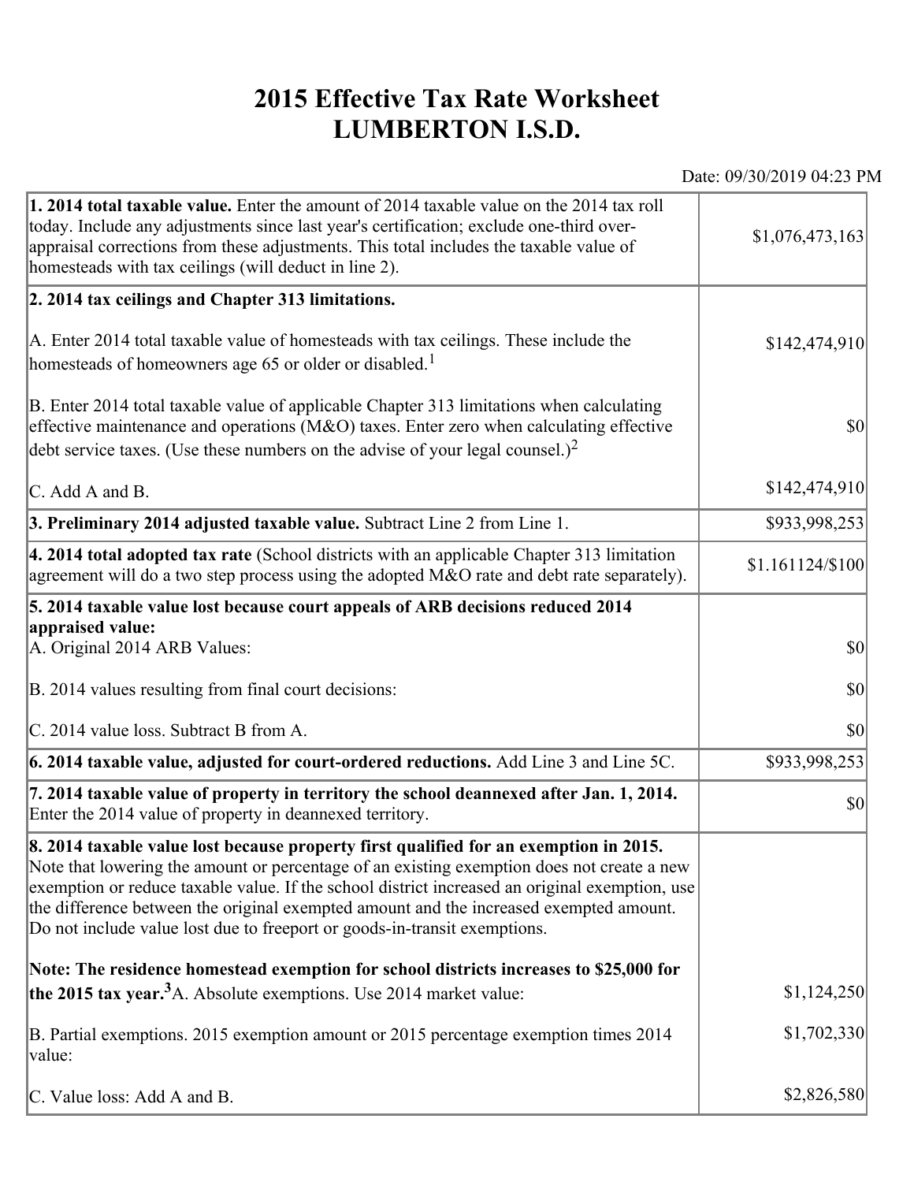# 2015 Effective Tax Rate Worksheet
# LUMBERTON I.S.D.

Date: 09/30/2019 04:23 PM

| | |
|---|---|
| **1. 2014 total taxable value.** Enter the amount of 2014 taxable value on the 2014 tax roll today. Include any adjustments since last year's certification; exclude one-third over-appraisal corrections from these adjustments. This total includes the taxable value of homesteads with tax ceilings (will deduct in line 2). | $1,076,473,163 |
| **2. 2014 tax ceilings and Chapter 313 limitations.** | |
| A. Enter 2014 total taxable value of homesteads with tax ceilings. These include the homesteads of homeowners age 65 or older or disabled.[1] | $142,474,910 |
| B. Enter 2014 total taxable value of applicable Chapter 313 limitations when calculating effective maintenance and operations (M&O) taxes. Enter zero when calculating effective debt service taxes. (Use these numbers on the advise of your legal counsel.)[2] | $0 |
| C. Add A and B. | $142,474,910 |
| **3. Preliminary 2014 adjusted taxable value.** Subtract Line 2 from Line 1. | $933,998,253 |
| **4. 2014 total adopted tax rate** (School districts with an applicable Chapter 313 limitation agreement will do a two step process using the adopted M&O rate and debt rate separately). | $1.161124/$100 |
| **5. 2014 taxable value lost because court appeals of ARB decisions reduced 2014 appraised value:** | |
| A. Original 2014 ARB Values: | $0 |
| B. 2014 values resulting from final court decisions: | $0 |
| C. 2014 value loss. Subtract B from A. | $0 |
| **6. 2014 taxable value, adjusted for court-ordered reductions.** Add Line 3 and Line 5C. | $933,998,253 |
| **7. 2014 taxable value of property in territory the school deannexed after Jan. 1, 2014.** Enter the 2014 value of property in deannexed territory. | $0 |
| **8. 2014 taxable value lost because property first qualified for an exemption in 2015.** Note that lowering the amount or percentage of an existing exemption does not create a new exemption or reduce taxable value. If the school district increased an original exemption, use the difference between the original exempted amount and the increased exempted amount. Do not include value lost due to freeport or goods-in-transit exemptions. | |
| **Note: The residence homestead exemption for school districts increases to $25,000 for the 2015 tax year.[3]** A. Absolute exemptions. Use 2014 market value: | $1,124,250 |
| B. Partial exemptions. 2015 exemption amount or 2015 percentage exemption times 2014 value: | $1,702,330 |
| C. Value loss: Add A and B. | $2,826,580 |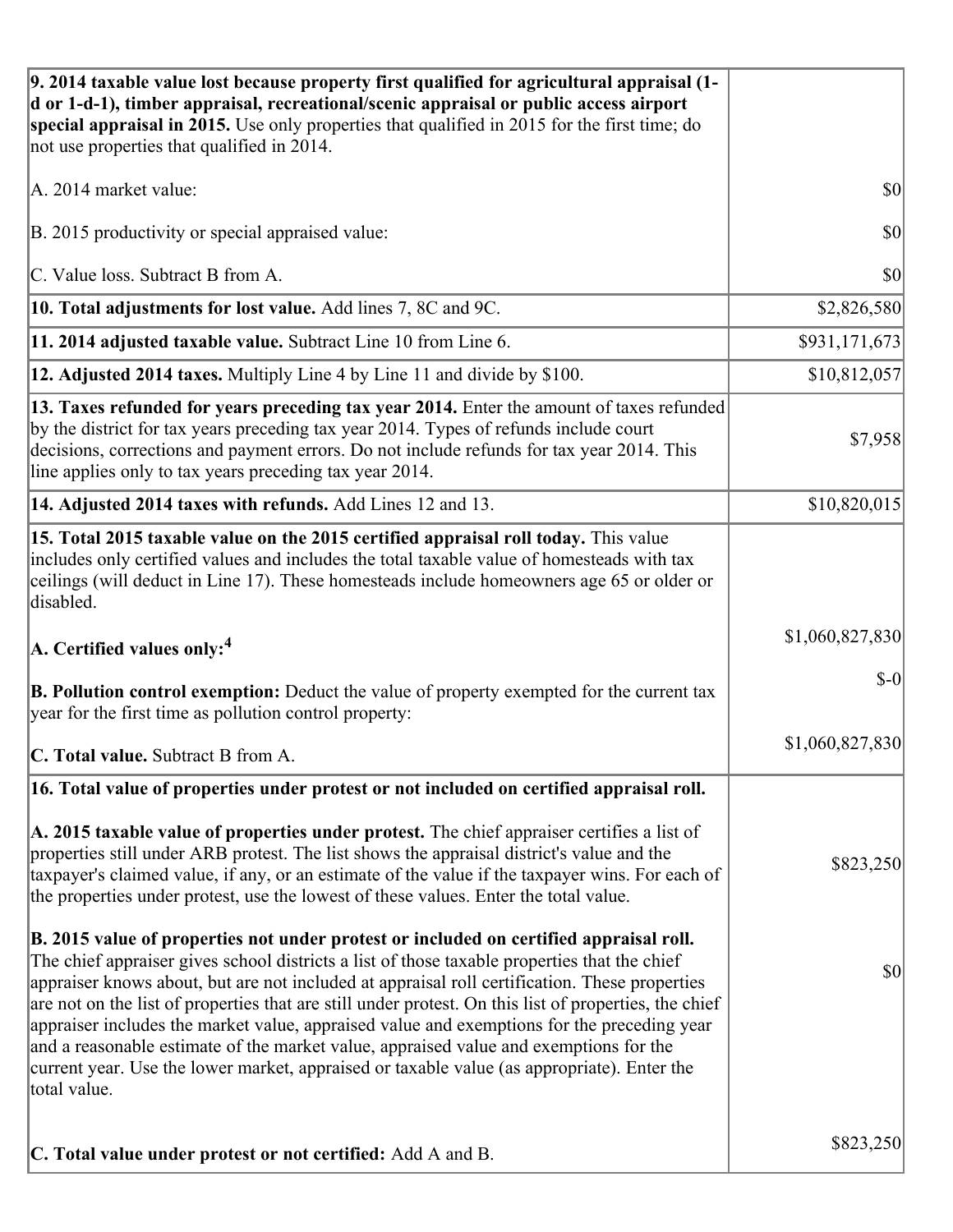| | |
|---|---|
| **9. 2014 taxable value lost because property first qualified for agricultural appraisal (1-d or 1-d-1), timber appraisal, recreational/scenic appraisal or public access airport special appraisal in 2015.** Use only properties that qualified in 2015 for the first time; do not use properties that qualified in 2014.<br><br>A. 2014 market value:<br><br>B. 2015 productivity or special appraised value:<br><br>C. Value loss. Subtract B from A. | <br><br><br><br>$0<br><br>$0<br><br>$0 |
| **10. Total adjustments for lost value.** Add lines 7, 8C and 9C. | $2,826,580 |
| **11. 2014 adjusted taxable value.** Subtract Line 10 from Line 6. | $931,171,673 |
| **12. Adjusted 2014 taxes.** Multiply Line 4 by Line 11 and divide by $100. | $10,812,057 |
| **13. Taxes refunded for years preceding tax year 2014.** Enter the amount of taxes refunded by the district for tax years preceding tax year 2014. Types of refunds include court decisions, corrections and payment errors. Do not include refunds for tax year 2014. This line applies only to tax years preceding tax year 2014. | $7,958 |
| **14. Adjusted 2014 taxes with refunds.** Add Lines 12 and 13. | $10,820,015 |
| **15. Total 2015 taxable value on the 2015 certified appraisal roll today.** This value includes only certified values and includes the total taxable value of homesteads with tax ceilings (will deduct in Line 17). These homesteads include homeowners age 65 or older or disabled.<br><br>**A. Certified values only:**[4]<br><br>**B. Pollution control exemption:** Deduct the value of property exempted for the current tax year for the first time as pollution control property:<br><br>**C. Total value.** Subtract B from A. | <br><br><br><br>$1,060,827,830<br><br>$-0<br><br>$1,060,827,830 |
| **16. Total value of properties under protest or not included on certified appraisal roll.**<br><br>**A. 2015 taxable value of properties under protest.** The chief appraiser certifies a list of properties still under ARB protest. The list shows the appraisal district's value and the taxpayer's claimed value, if any, or an estimate of the value if the taxpayer wins. For each of the properties under protest, use the lowest of these values. Enter the total value.<br><br>**B. 2015 value of properties not under protest or included on certified appraisal roll.** The chief appraiser gives school districts a list of those taxable properties that the chief appraiser knows about, but are not included at appraisal roll certification. These properties are not on the list of properties that are still under protest. On this list of properties, the chief appraiser includes the market value, appraised value and exemptions for the preceding year and a reasonable estimate of the market value, appraised value and exemptions for the current year. Use the lower market, appraised or taxable value (as appropriate). Enter the total value.<br><br>**C. Total value under protest or not certified:** Add A and B. | <br><br><br><br>$823,250<br><br>$0<br><br>$823,250 |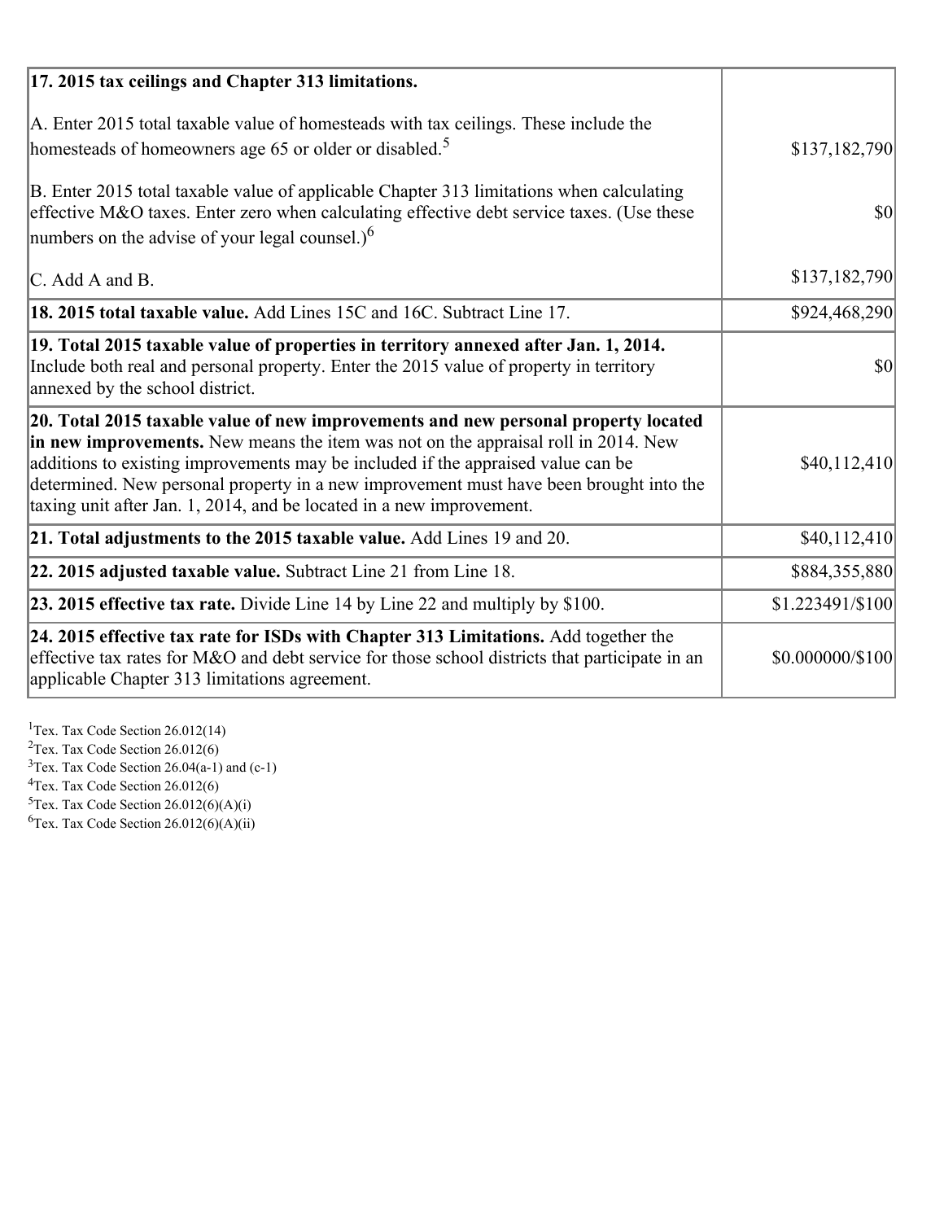| | |
|---|---|
| **17. 2015 tax ceilings and Chapter 313 limitations.**<br><br>A. Enter 2015 total taxable value of homesteads with tax ceilings. These include the homesteads of homeowners age 65 or older or disabled.[5]<br><br>B. Enter 2015 total taxable value of applicable Chapter 313 limitations when calculating effective M&O taxes. Enter zero when calculating effective debt service taxes. (Use these numbers on the advise of your legal counsel.)[6]<br><br>C. Add A and B. | <br><br>$137,182,790<br><br>$0<br><br>$137,182,790 |
| **18. 2015 total taxable value.** Add Lines 15C and 16C. Subtract Line 17. | $924,468,290 |
| **19. Total 2015 taxable value of properties in territory annexed after Jan. 1, 2014.** Include both real and personal property. Enter the 2015 value of property in territory annexed by the school district. | $0 |
| **20. Total 2015 taxable value of new improvements and new personal property located in new improvements.** New means the item was not on the appraisal roll in 2014. New additions to existing improvements may be included if the appraised value can be determined. New personal property in a new improvement must have been brought into the taxing unit after Jan. 1, 2014, and be located in a new improvement. | $40,112,410 |
| **21. Total adjustments to the 2015 taxable value.** Add Lines 19 and 20. | $40,112,410 |
| **22. 2015 adjusted taxable value.** Subtract Line 21 from Line 18. | $884,355,880 |
| **23. 2015 effective tax rate.** Divide Line 14 by Line 22 and multiply by $100. | $1.223491/$100 |
| **24. 2015 effective tax rate for ISDs with Chapter 313 Limitations.** Add together the effective tax rates for M&O and debt service for those school districts that participate in an applicable Chapter 313 limitations agreement. | $0.000000/$100 |

[1]Tex. Tax Code Section 26.012(14)
[2]Tex. Tax Code Section 26.012(6)
[3]Tex. Tax Code Section 26.04(a-1) and (c-1)
[4]Tex. Tax Code Section 26.012(6)
[5]Tex. Tax Code Section 26.012(6)(A)(i)
[6]Tex. Tax Code Section 26.012(6)(A)(ii)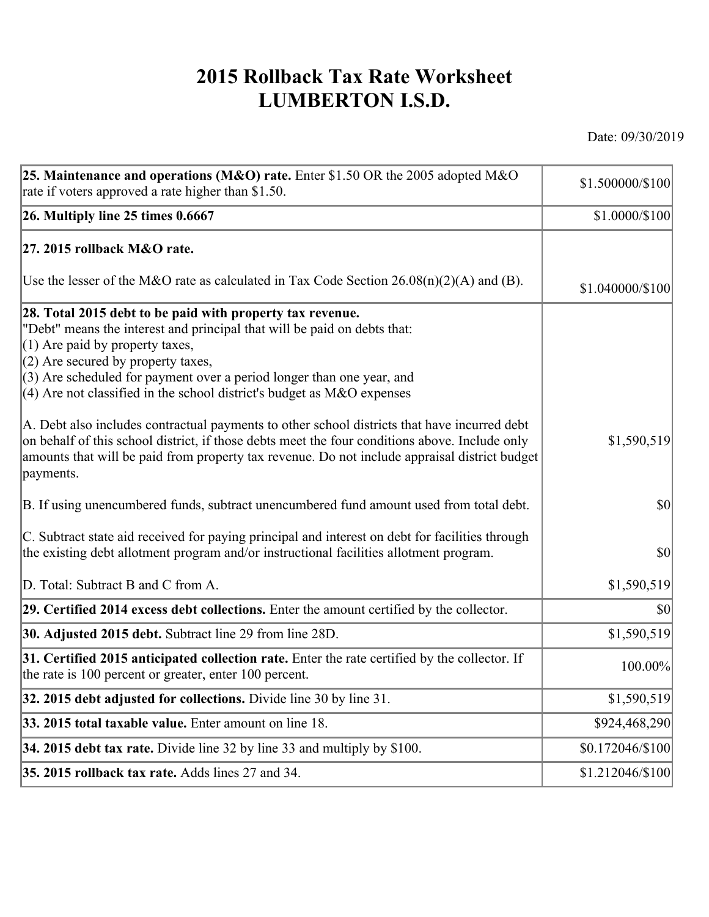# 2015 Rollback Tax Rate Worksheet
# LUMBERTON I.S.D.

Date: 09/30/2019

| | |
|---|---|
| **25. Maintenance and operations (M&O) rate.** Enter $1.50 OR the 2005 adopted M&O rate if voters approved a rate higher than $1.50. | $1.500000/$100 |
| **26. Multiply line 25 times 0.6667** | $1.0000/$100 |
| **27. 2015 rollback M&O rate.**<br><br>Use the lesser of the M&O rate as calculated in Tax Code Section 26.08(n)(2)(A) and (B). | $1.040000/$100 |
| **28. Total 2015 debt to be paid with property tax revenue.**<br>"Debt" means the interest and principal that will be paid on debts that:<br>(1) Are paid by property taxes,<br>(2) Are secured by property taxes,<br>(3) Are scheduled for payment over a period longer than one year, and<br>(4) Are not classified in the school district's budget as M&O expenses<br><br>A. Debt also includes contractual payments to other school districts that have incurred debt on behalf of this school district, if those debts meet the four conditions above. Include only amounts that will be paid from property tax revenue. Do not include appraisal district budget payments. | $1,590,519 |
| B. If using unencumbered funds, subtract unencumbered fund amount used from total debt. | $0 |
| C. Subtract state aid received for paying principal and interest on debt for facilities through the existing debt allotment program and/or instructional facilities allotment program. | $0 |
| D. Total: Subtract B and C from A. | $1,590,519 |
| **29. Certified 2014 excess debt collections.** Enter the amount certified by the collector. | $0 |
| **30. Adjusted 2015 debt.** Subtract line 29 from line 28D. | $1,590,519 |
| **31. Certified 2015 anticipated collection rate.** Enter the rate certified by the collector. If the rate is 100 percent or greater, enter 100 percent. | 100.00% |
| **32. 2015 debt adjusted for collections.** Divide line 30 by line 31. | $1,590,519 |
| **33. 2015 total taxable value.** Enter amount on line 18. | $924,468,290 |
| **34. 2015 debt tax rate.** Divide line 32 by line 33 and multiply by $100. | $0.172046/$100 |
| **35. 2015 rollback tax rate.** Adds lines 27 and 34. | $1.212046/$100 |